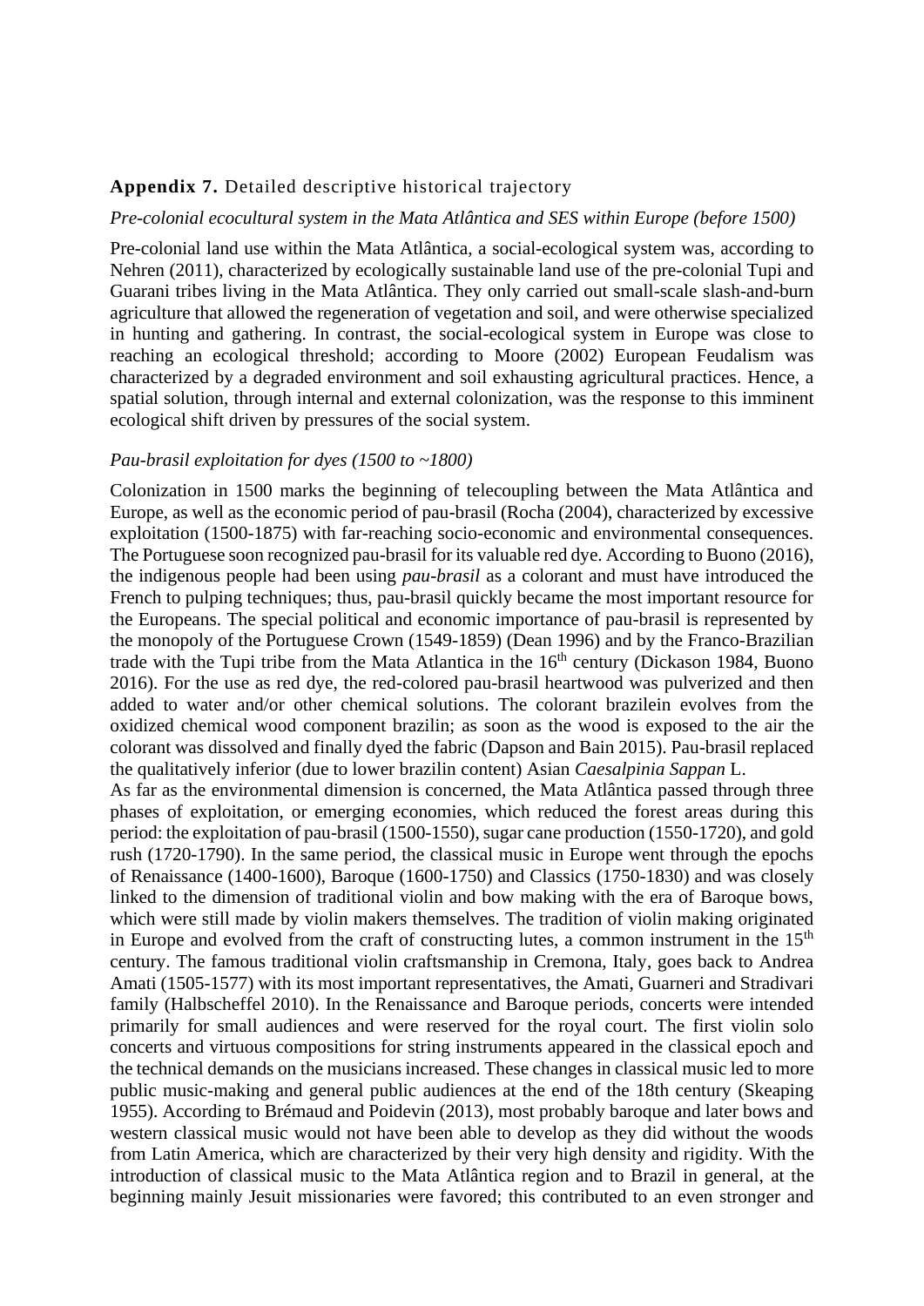## **Appendix 7.** Detailed descriptive historical trajectory

*Pre-colonial ecocultural system in the Mata Atlântica and SES within Europe (before 1500)*

Pre-colonial land use within the Mata Atlântica, a social-ecological system was, according to Nehren (2011), characterized by ecologically sustainable land use of the pre-colonial Tupi and Guarani tribes living in the Mata Atlântica. They only carried out small-scale slash-and-burn agriculture that allowed the regeneration of vegetation and soil, and were otherwise specialized in hunting and gathering. In contrast, the social-ecological system in Europe was close to reaching an ecological threshold; according to Moore (2002) European Feudalism was characterized by a degraded environment and soil exhausting agricultural practices. Hence, a spatial solution, through internal and external colonization, was the response to this imminent ecological shift driven by pressures of the social system.

*Pau-brasil exploitation for dyes (1500 to ~1800)*

Colonization in 1500 marks the beginning of telecoupling between the Mata Atlântica and Europe, as well as the economic period of pau-brasil (Rocha (2004), characterized by excessive exploitation (1500-1875) with far-reaching socio-economic and environmental consequences. The Portuguese soon recognized pau-brasil for its valuable red dye. According to Buono (2016), the indigenous people had been using *pau-brasil* as a colorant and must have introduced the French to pulping techniques; thus, pau-brasil quickly became the most important resource for the Europeans. The special political and economic importance of pau-brasil is represented by the monopoly of the Portuguese Crown (1549-1859) (Dean 1996) and by the Franco-Brazilian trade with the Tupi tribe from the Mata Atlantica in the 16th century (Dickason 1984, Buono 2016). For the use as red dye, the red-colored pau-brasil heartwood was pulverized and then added to water and/or other chemical solutions. The colorant brazilein evolves from the oxidized chemical wood component brazilin; as soon as the wood is exposed to the air the colorant was dissolved and finally dyed the fabric (Dapson and Bain 2015). Pau-brasil replaced the qualitatively inferior (due to lower brazilin content) Asian *Caesalpinia Sappan* L.

As far as the environmental dimension is concerned, the Mata Atlântica passed through three phases of exploitation, or emerging economies, which reduced the forest areas during this period: the exploitation of pau-brasil (1500-1550), sugar cane production (1550-1720), and gold rush (1720-1790). In the same period, the classical music in Europe went through the epochs of Renaissance (1400-1600), Baroque (1600-1750) and Classics (1750-1830) and was closely linked to the dimension of traditional violin and bow making with the era of Baroque bows, which were still made by violin makers themselves. The tradition of violin making originated in Europe and evolved from the craft of constructing lutes, a common instrument in the 15th century. The famous traditional violin craftsmanship in Cremona, Italy, goes back to Andrea Amati (1505-1577) with its most important representatives, the Amati, Guarneri and Stradivari family (Halbscheffel 2010). In the Renaissance and Baroque periods, concerts were intended primarily for small audiences and were reserved for the royal court. The first violin solo concerts and virtuous compositions for string instruments appeared in the classical epoch and the technical demands on the musicians increased. These changes in classical music led to more public music-making and general public audiences at the end of the 18th century (Skeaping 1955). According to Brémaud and Poidevin (2013), most probably baroque and later bows and western classical music would not have been able to develop as they did without the woods from Latin America, which are characterized by their very high density and rigidity. With the introduction of classical music to the Mata Atlântica region and to Brazil in general, at the beginning mainly Jesuit missionaries were favored; this contributed to an even stronger and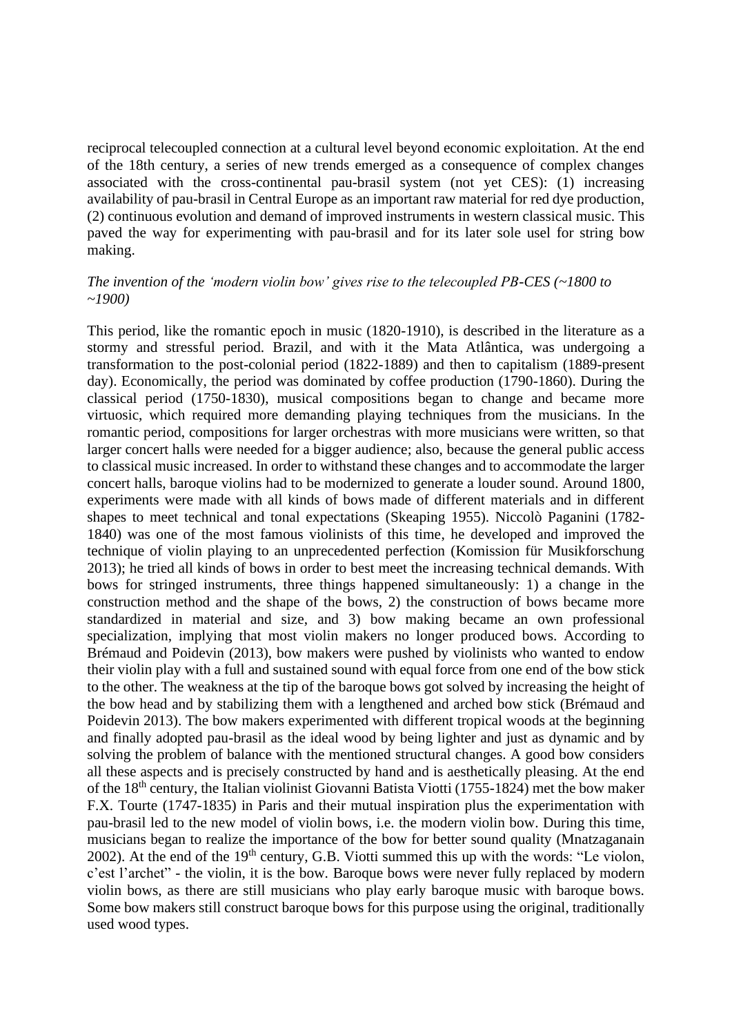reciprocal telecoupled connection at a cultural level beyond economic exploitation. At the end of the 18th century, a series of new trends emerged as a consequence of complex changes associated with the cross-continental pau-brasil system (not yet CES): (1) increasing availability of pau-brasil in Central Europe as an important raw material for red dye production, (2) continuous evolution and demand of improved instruments in western classical music. This paved the way for experimenting with pau-brasil and for its later sole usel for string bow making.

*The invention of the 'modern violin bow' gives rise to the telecoupled PB-CES (~1800 to ~1900)*

This period, like the romantic epoch in music (1820-1910), is described in the literature as a stormy and stressful period. Brazil, and with it the Mata Atlântica, was undergoing a transformation to the post-colonial period (1822-1889) and then to capitalism (1889-present day). Economically, the period was dominated by coffee production (1790-1860). During the classical period (1750-1830), musical compositions began to change and became more virtuosic, which required more demanding playing techniques from the musicians. In the romantic period, compositions for larger orchestras with more musicians were written, so that larger concert halls were needed for a bigger audience; also, because the general public access to classical music increased. In order to withstand these changes and to accommodate the larger concert halls, baroque violins had to be modernized to generate a louder sound. Around 1800, experiments were made with all kinds of bows made of different materials and in different shapes to meet technical and tonal expectations (Skeaping 1955). Niccolò Paganini (1782-1840) was one of the most famous violinists of this time, he developed and improved the technique of violin playing to an unprecedented perfection (Komission für Musikforschung 2013); he tried all kinds of bows in order to best meet the increasing technical demands. With bows for stringed instruments, three things happened simultaneously: 1) a change in the construction method and the shape of the bows, 2) the construction of bows became more standardized in material and size, and 3) bow making became an own professional specialization, implying that most violin makers no longer produced bows. According to Brémaud and Poidevin (2013), bow makers were pushed by violinists who wanted to endow their violin play with a full and sustained sound with equal force from one end of the bow stick to the other. The weakness at the tip of the baroque bows got solved by increasing the height of the bow head and by stabilizing them with a lengthened and arched bow stick (Brémaud and Poidevin 2013). The bow makers experimented with different tropical woods at the beginning and finally adopted pau-brasil as the ideal wood by being lighter and just as dynamic and by solving the problem of balance with the mentioned structural changes. A good bow considers all these aspects and is precisely constructed by hand and is aesthetically pleasing. At the end of the 18th century, the Italian violinist Giovanni Batista Viotti (1755-1824) met the bow maker F.X. Tourte (1747-1835) in Paris and their mutual inspiration plus the experimentation with pau-brasil led to the new model of violin bows, i.e. the modern violin bow. During this time, musicians began to realize the importance of the bow for better sound quality (Mnatzaganain 2002). At the end of the 19th century, G.B. Viotti summed this up with the words: "Le violon, c'est l'archet" - the violin, it is the bow. Baroque bows were never fully replaced by modern violin bows, as there are still musicians who play early baroque music with baroque bows. Some bow makers still construct baroque bows for this purpose using the original, traditionally used wood types.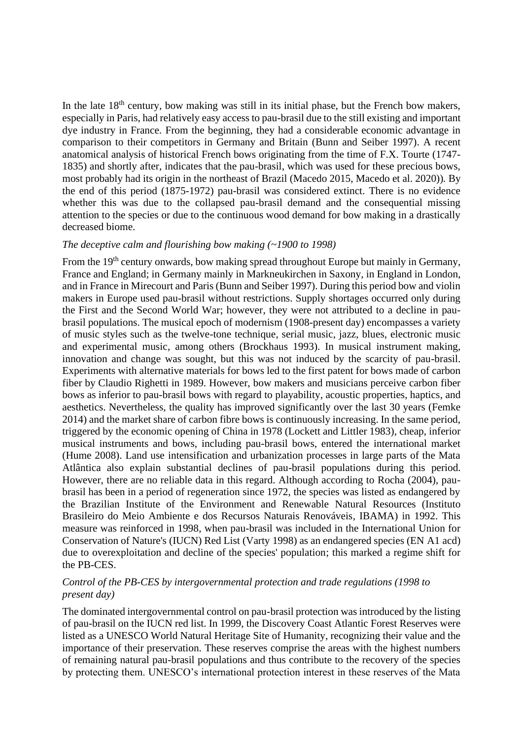In the late 18th century, bow making was still in its initial phase, but the French bow makers, especially in Paris, had relatively easy access to pau-brasil due to the still existing and important dye industry in France. From the beginning, they had a considerable economic advantage in comparison to their competitors in Germany and Britain (Bunn and Seiber 1997). A recent anatomical analysis of historical French bows originating from the time of F.X. Tourte (1747-1835) and shortly after, indicates that the pau-brasil, which was used for these precious bows, most probably had its origin in the northeast of Brazil (Macedo 2015, Macedo et al. 2020)). By the end of this period (1875-1972) pau-brasil was considered extinct. There is no evidence whether this was due to the collapsed pau-brasil demand and the consequential missing attention to the species or due to the continuous wood demand for bow making in a drastically decreased biome.

*The deceptive calm and flourishing bow making (~1900 to 1998)*

From the 19th century onwards, bow making spread throughout Europe but mainly in Germany, France and England; in Germany mainly in Markneukirchen in Saxony, in England in London, and in France in Mirecourt and Paris (Bunn and Seiber 1997). During this period bow and violin makers in Europe used pau-brasil without restrictions. Supply shortages occurred only during the First and the Second World War; however, they were not attributed to a decline in pau-brasil populations. The musical epoch of modernism (1908-present day) encompasses a variety of music styles such as the twelve-tone technique, serial music, jazz, blues, electronic music and experimental music, among others (Brockhaus 1993). In musical instrument making, innovation and change was sought, but this was not induced by the scarcity of pau-brasil. Experiments with alternative materials for bows led to the first patent for bows made of carbon fiber by Claudio Righetti in 1989. However, bow makers and musicians perceive carbon fiber bows as inferior to pau-brasil bows with regard to playability, acoustic properties, haptics, and aesthetics. Nevertheless, the quality has improved significantly over the last 30 years (Femke 2014) and the market share of carbon fibre bows is continuously increasing. In the same period, triggered by the economic opening of China in 1978 (Lockett and Littler 1983), cheap, inferior musical instruments and bows, including pau-brasil bows, entered the international market (Hume 2008). Land use intensification and urbanization processes in large parts of the Mata Atlântica also explain substantial declines of pau-brasil populations during this period. However, there are no reliable data in this regard. Although according to Rocha (2004), pau-brasil has been in a period of regeneration since 1972, the species was listed as endangered by the Brazilian Institute of the Environment and Renewable Natural Resources (Instituto Brasileiro do Meio Ambiente e dos Recursos Naturais Renováveis, IBAMA) in 1992. This measure was reinforced in 1998, when pau-brasil was included in the International Union for Conservation of Nature's (IUCN) Red List (Varty 1998) as an endangered species (EN A1 acd) due to overexploitation and decline of the species' population; this marked a regime shift for the PB-CES.

*Control of the PB-CES by intergovernmental protection and trade regulations (1998 to present day)*

The dominated intergovernmental control on pau-brasil protection was introduced by the listing of pau-brasil on the IUCN red list. In 1999, the Discovery Coast Atlantic Forest Reserves were listed as a UNESCO World Natural Heritage Site of Humanity, recognizing their value and the importance of their preservation. These reserves comprise the areas with the highest numbers of remaining natural pau-brasil populations and thus contribute to the recovery of the species by protecting them. UNESCO's international protection interest in these reserves of the Mata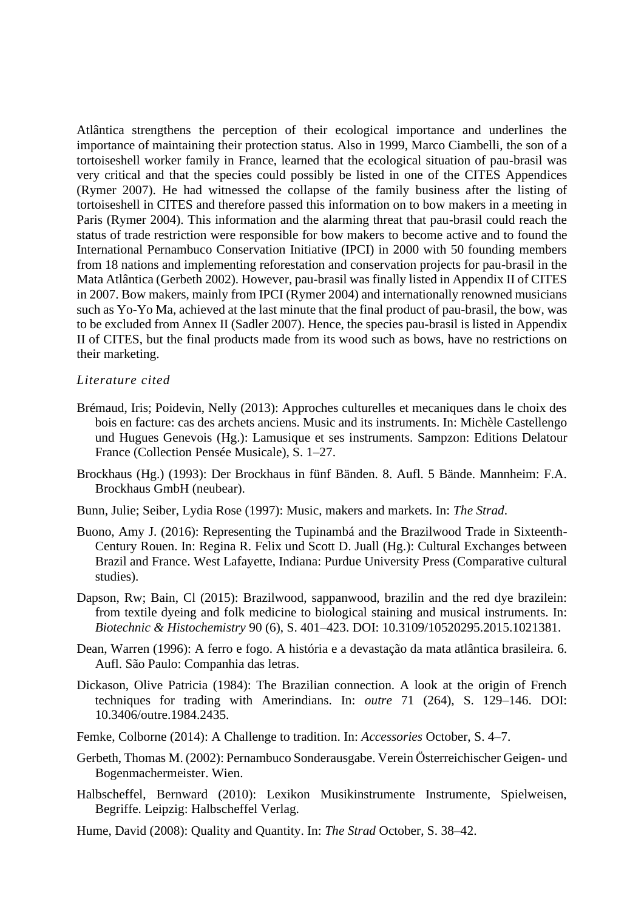Atlântica strengthens the perception of their ecological importance and underlines the importance of maintaining their protection status. Also in 1999, Marco Ciambelli, the son of a tortoiseshell worker family in France, learned that the ecological situation of pau-brasil was very critical and that the species could possibly be listed in one of the CITES Appendices (Rymer 2007). He had witnessed the collapse of the family business after the listing of tortoiseshell in CITES and therefore passed this information on to bow makers in a meeting in Paris (Rymer 2004). This information and the alarming threat that pau-brasil could reach the status of trade restriction were responsible for bow makers to become active and to found the International Pernambuco Conservation Initiative (IPCI) in 2000 with 50 founding members from 18 nations and implementing reforestation and conservation projects for pau-brasil in the Mata Atlântica (Gerbeth 2002). However, pau-brasil was finally listed in Appendix II of CITES in 2007. Bow makers, mainly from IPCI (Rymer 2004) and internationally renowned musicians such as Yo-Yo Ma, achieved at the last minute that the final product of pau-brasil, the bow, was to be excluded from Annex II (Sadler 2007). Hence, the species pau-brasil is listed in Appendix II of CITES, but the final products made from its wood such as bows, have no restrictions on their marketing.

*Literature cited*

Brémaud, Iris; Poidevin, Nelly (2013): Approches culturelles et mecaniques dans le choix des bois en facture: cas des archets anciens. Music and its instruments. In: Michèle Castellengo und Hugues Genevois (Hg.): Lamusique et ses instruments. Sampzon: Editions Delatour France (Collection Pensée Musicale), S. 1–27.

Brockhaus (Hg.) (1993): Der Brockhaus in fünf Bänden. 8. Aufl. 5 Bände. Mannheim: F.A. Brockhaus GmbH (neubear).

Bunn, Julie; Seiber, Lydia Rose (1997): Music, makers and markets. In: *The Strad*.

Buono, Amy J. (2016): Representing the Tupinambá and the Brazilwood Trade in Sixteenth-Century Rouen. In: Regina R. Felix und Scott D. Juall (Hg.): Cultural Exchanges between Brazil and France. West Lafayette, Indiana: Purdue University Press (Comparative cultural studies).

Dapson, Rw; Bain, Cl (2015): Brazilwood, sappanwood, brazilin and the red dye brazilein: from textile dyeing and folk medicine to biological staining and musical instruments. In: *Biotechnic & Histochemistry* 90 (6), S. 401–423. DOI: 10.3109/10520295.2015.1021381.

Dean, Warren (1996): A ferro e fogo. A história e a devastação da mata atlântica brasileira. 6. Aufl. São Paulo: Companhia das letras.

Dickason, Olive Patricia (1984): The Brazilian connection. A look at the origin of French techniques for trading with Amerindians. In: *outre* 71 (264), S. 129–146. DOI: 10.3406/outre.1984.2435.

Femke, Colborne (2014): A Challenge to tradition. In: *Accessories* October, S. 4–7.

Gerbeth, Thomas M. (2002): Pernambuco Sonderausgabe. Verein Österreichischer Geigen- und Bogenmachermeister. Wien.

Halbscheffel, Bernward (2010): Lexikon Musikinstrumente Instrumente, Spielweisen, Begriffe. Leipzig: Halbscheffel Verlag.

Hume, David (2008): Quality and Quantity. In: *The Strad* October, S. 38–42.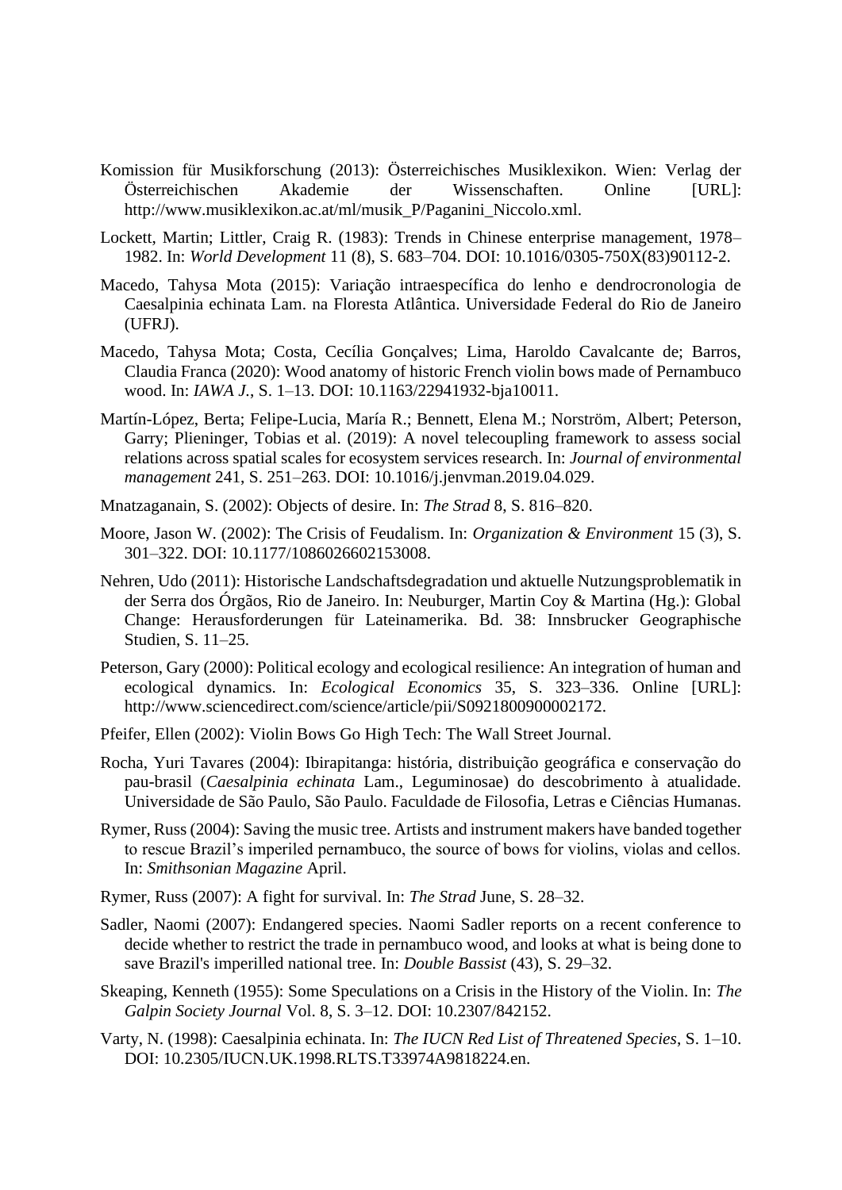Komission für Musikforschung (2013): Österreichisches Musiklexikon. Wien: Verlag der Österreichischen Akademie der Wissenschaften. Online [URL]: http://www.musiklexikon.ac.at/ml/musik_P/Paganini_Niccolo.xml.

Lockett, Martin; Littler, Craig R. (1983): Trends in Chinese enterprise management, 1978–1982. In: *World Development* 11 (8), S. 683–704. DOI: 10.1016/0305-750X(83)90112-2.

Macedo, Tahysa Mota (2015): Variação intraespecífica do lenho e dendrocronologia de Caesalpinia echinata Lam. na Floresta Atlântica. Universidade Federal do Rio de Janeiro (UFRJ).

Macedo, Tahysa Mota; Costa, Cecília Gonçalves; Lima, Haroldo Cavalcante de; Barros, Claudia Franca (2020): Wood anatomy of historic French violin bows made of Pernambuco wood. In: *IAWA J.*, S. 1–13. DOI: 10.1163/22941932-bja10011.

Martín-López, Berta; Felipe-Lucia, María R.; Bennett, Elena M.; Norström, Albert; Peterson, Garry; Plieninger, Tobias et al. (2019): A novel telecoupling framework to assess social relations across spatial scales for ecosystem services research. In: *Journal of environmental management* 241, S. 251–263. DOI: 10.1016/j.jenvman.2019.04.029.

Mnatzaganain, S. (2002): Objects of desire. In: *The Strad* 8, S. 816–820.

Moore, Jason W. (2002): The Crisis of Feudalism. In: *Organization & Environment* 15 (3), S. 301–322. DOI: 10.1177/1086026602153008.

Nehren, Udo (2011): Historische Landschaftsdegradation und aktuelle Nutzungsproblematik in der Serra dos Órgãos, Rio de Janeiro. In: Neuburger, Martin Coy & Martina (Hg.): Global Change: Herausforderungen für Lateinamerika. Bd. 38: Innsbrucker Geographische Studien, S. 11–25.

Peterson, Gary (2000): Political ecology and ecological resilience: An integration of human and ecological dynamics. In: *Ecological Economics* 35, S. 323–336. Online [URL]: http://www.sciencedirect.com/science/article/pii/S0921800900002172.

Pfeifer, Ellen (2002): Violin Bows Go High Tech: The Wall Street Journal.

Rocha, Yuri Tavares (2004): Ibirapitanga: história, distribuição geográfica e conservação do pau-brasil (*Caesalpinia echinata* Lam., Leguminosae) do descobrimento à atualidade. Universidade de São Paulo, São Paulo. Faculdade de Filosofia, Letras e Ciências Humanas.

Rymer, Russ (2004): Saving the music tree. Artists and instrument makers have banded together to rescue Brazil's imperiled pernambuco, the source of bows for violins, violas and cellos. In: *Smithsonian Magazine* April.

Rymer, Russ (2007): A fight for survival. In: *The Strad* June, S. 28–32.

Sadler, Naomi (2007): Endangered species. Naomi Sadler reports on a recent conference to decide whether to restrict the trade in pernambuco wood, and looks at what is being done to save Brazil's imperilled national tree. In: *Double Bassist* (43), S. 29–32.

Skeaping, Kenneth (1955): Some Speculations on a Crisis in the History of the Violin. In: *The Galpin Society Journal* Vol. 8, S. 3–12. DOI: 10.2307/842152.

Varty, N. (1998): Caesalpinia echinata. In: *The IUCN Red List of Threatened Species*, S. 1–10. DOI: 10.2305/IUCN.UK.1998.RLTS.T33974A9818224.en.